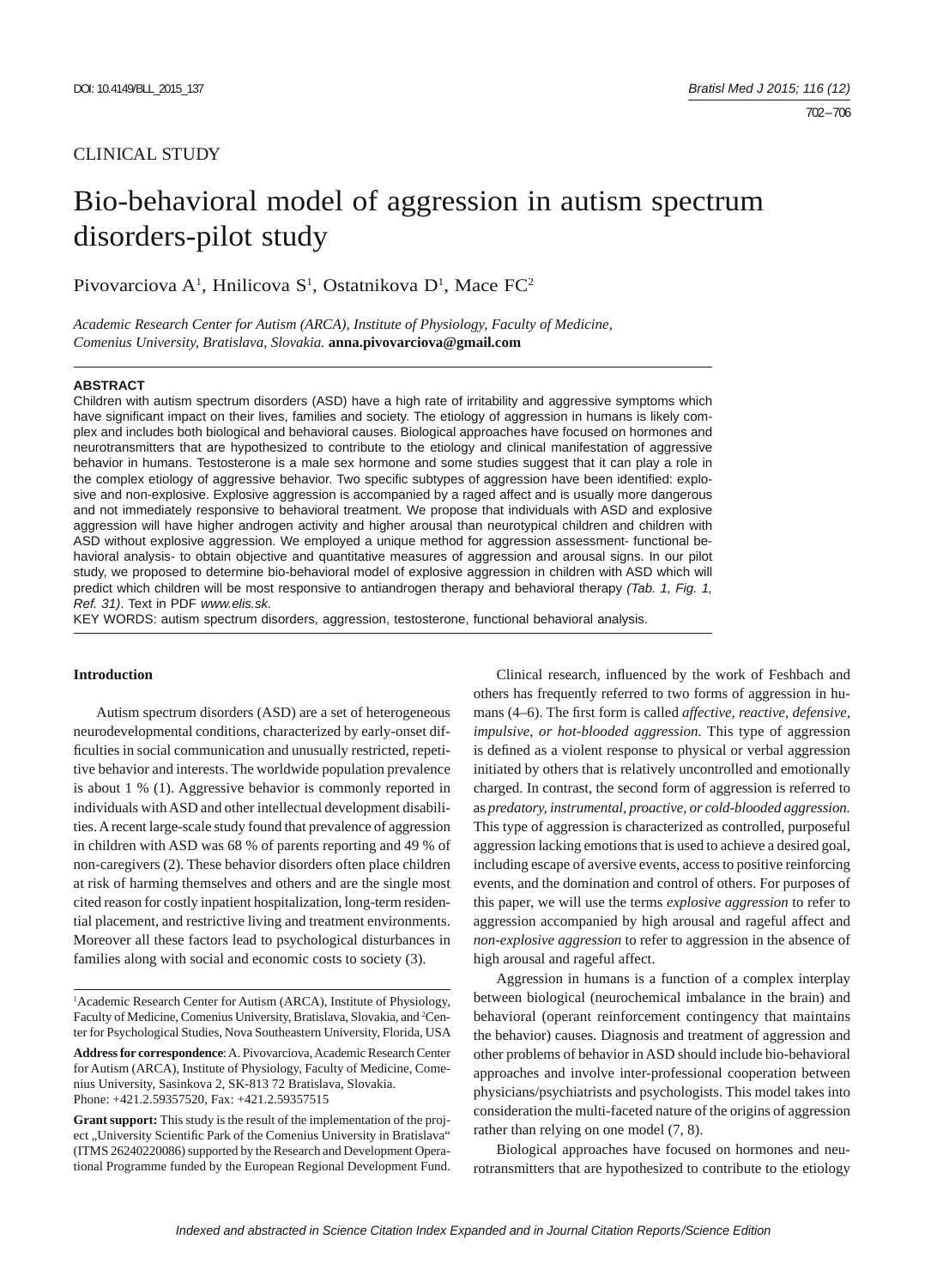CLINICAL STUDY

# Bio-behavioral model of aggression in autism spectrum disorders-pilot study

Pivovarciova A[1], Hnilicova S[1], Ostatnikova D[1], Mace FC[2]

*Academic Research Center for Autism (ARCA), Institute of Physiology, Faculty of Medicine, Comenius University, Bratislava, Slovakia.* **anna.pivovarciova@gmail.com**

**ABSTRACT**

Children with autism spectrum disorders (ASD) have a high rate of irritability and aggressive symptoms which have significant impact on their lives, families and society. The etiology of aggression in humans is likely complex and includes both biological and behavioral causes. Biological approaches have focused on hormones and neurotransmitters that are hypothesized to contribute to the etiology and clinical manifestation of aggressive behavior in humans. Testosterone is a male sex hormone and some studies suggest that it can play a role in the complex etiology of aggressive behavior. Two specific subtypes of aggression have been identified: explosive and non-explosive. Explosive aggression is accompanied by a raged affect and is usually more dangerous and not immediately responsive to behavioral treatment. We propose that individuals with ASD and explosive aggression will have higher androgen activity and higher arousal than neurotypical children and children with ASD without explosive aggression. We employed a unique method for aggression assessment- functional behavioral analysis- to obtain objective and quantitative measures of aggression and arousal signs. In our pilot study, we proposed to determine bio-behavioral model of explosive aggression in children with ASD which will predict which children will be most responsive to antiandrogen therapy and behavioral therapy *(Tab. 1, Fig. 1, Ref. 31)*. Text in PDF *www.elis.sk.*

KEY WORDS: autism spectrum disorders, aggression, testosterone, functional behavioral analysis.

## Introduction

Autism spectrum disorders (ASD) are a set of heterogeneous neurodevelopmental conditions, characterized by early-onset difficulties in social communication and unusually restricted, repetitive behavior and interests. The worldwide population prevalence is about 1 % (1). Aggressive behavior is commonly reported in individuals with ASD and other intellectual development disabilities. A recent large-scale study found that prevalence of aggression in children with ASD was 68 % of parents reporting and 49 % of non-caregivers (2). These behavior disorders often place children at risk of harming themselves and others and are the single most cited reason for costly inpatient hospitalization, long-term residential placement, and restrictive living and treatment environments. Moreover all these factors lead to psychological disturbances in families along with social and economic costs to society (3).

Clinical research, influenced by the work of Feshbach and others has frequently referred to two forms of aggression in humans (4–6). The first form is called *affective, reactive, defensive, impulsive, or hot-blooded aggression.* This type of aggression is defined as a violent response to physical or verbal aggression initiated by others that is relatively uncontrolled and emotionally charged. In contrast, the second form of aggression is referred to as *predatory, instrumental, proactive, or cold-blooded aggression.* This type of aggression is characterized as controlled, purposeful aggression lacking emotions that is used to achieve a desired goal, including escape of aversive events, access to positive reinforcing events, and the domination and control of others. For purposes of this paper, we will use the terms *explosive aggression* to refer to aggression accompanied by high arousal and rageful affect and *non-explosive aggression* to refer to aggression in the absence of high arousal and rageful affect.

Aggression in humans is a function of a complex interplay between biological (neurochemical imbalance in the brain) and behavioral (operant reinforcement contingency that maintains the behavior) causes. Diagnosis and treatment of aggression and other problems of behavior in ASD should include bio-behavioral approaches and involve inter-professional cooperation between physicians/psychiatrists and psychologists. This model takes into consideration the multi-faceted nature of the origins of aggression rather than relying on one model (7, 8).

Biological approaches have focused on hormones and neurotransmitters that are hypothesized to contribute to the etiology

---

[1]Academic Research Center for Autism (ARCA), Institute of Physiology, Faculty of Medicine, Comenius University, Bratislava, Slovakia, and [2]Center for Psychological Studies, Nova Southeastern University, Florida, USA

**Address for correspondence**: A. Pivovarciova, Academic Research Center for Autism (ARCA), Institute of Physiology, Faculty of Medicine, Comenius University, Sasinkova 2, SK-813 72 Bratislava, Slovakia.
Phone: +421.2.59357520, Fax: +421.2.59357515

**Grant support:** This study is the result of the implementation of the project „University Scientific Park of the Comenius University in Bratislava" (ITMS 26240220086) supported by the Research and Development Operational Programme funded by the European Regional Development Fund.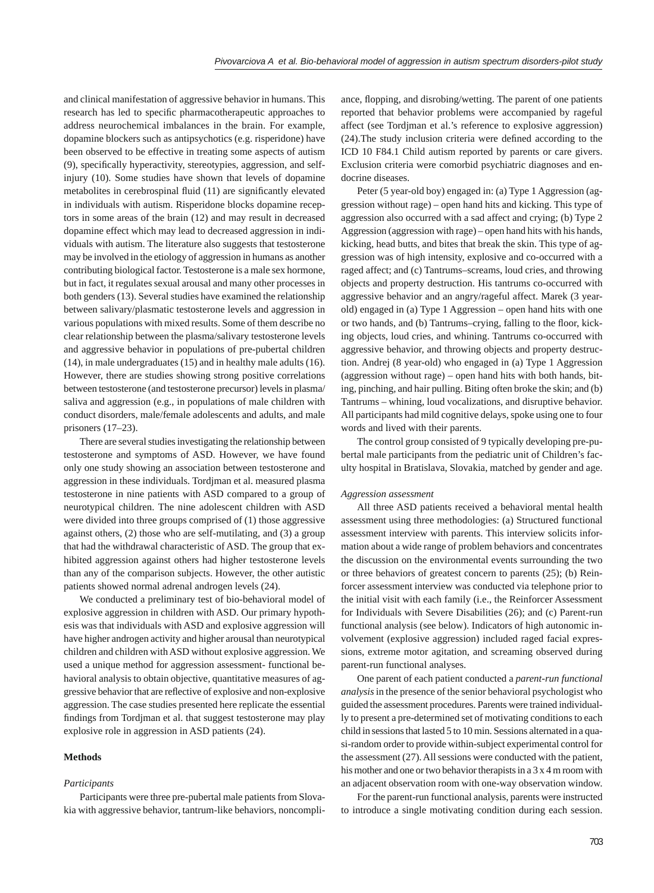and clinical manifestation of aggressive behavior in humans. This research has led to specific pharmacotherapeutic approaches to address neurochemical imbalances in the brain. For example, dopamine blockers such as antipsychotics (e.g. risperidone) have been observed to be effective in treating some aspects of autism (9), specifically hyperactivity, stereotypies, aggression, and self-injury (10). Some studies have shown that levels of dopamine metabolites in cerebrospinal fluid (11) are significantly elevated in individuals with autism. Risperidone blocks dopamine receptors in some areas of the brain (12) and may result in decreased dopamine effect which may lead to decreased aggression in individuals with autism. The literature also suggests that testosterone may be involved in the etiology of aggression in humans as another contributing biological factor. Testosterone is a male sex hormone, but in fact, it regulates sexual arousal and many other processes in both genders (13). Several studies have examined the relationship between salivary/plasmatic testosterone levels and aggression in various populations with mixed results. Some of them describe no clear relationship between the plasma/salivary testosterone levels and aggressive behavior in populations of pre-pubertal children (14), in male undergraduates (15) and in healthy male adults (16). However, there are studies showing strong positive correlations between testosterone (and testosterone precursor) levels in plasma/saliva and aggression (e.g., in populations of male children with conduct disorders, male/female adolescents and adults, and male prisoners (17–23).

There are several studies investigating the relationship between testosterone and symptoms of ASD. However, we have found only one study showing an association between testosterone and aggression in these individuals. Tordjman et al. measured plasma testosterone in nine patients with ASD compared to a group of neurotypical children. The nine adolescent children with ASD were divided into three groups comprised of (1) those aggressive against others, (2) those who are self-mutilating, and (3) a group that had the withdrawal characteristic of ASD. The group that exhibited aggression against others had higher testosterone levels than any of the comparison subjects. However, the other autistic patients showed normal adrenal androgen levels (24).

We conducted a preliminary test of bio-behavioral model of explosive aggression in children with ASD. Our primary hypothesis was that individuals with ASD and explosive aggression will have higher androgen activity and higher arousal than neurotypical children and children with ASD without explosive aggression. We used a unique method for aggression assessment- functional behavioral analysis to obtain objective, quantitative measures of aggressive behavior that are reflective of explosive and non-explosive aggression. The case studies presented here replicate the essential findings from Tordjman et al. that suggest testosterone may play explosive role in aggression in ASD patients (24).

## Methods

### *Participants*

Participants were three pre-pubertal male patients from Slovakia with aggressive behavior, tantrum-like behaviors, noncompliance, flopping, and disrobing/wetting. The parent of one patients reported that behavior problems were accompanied by rageful affect (see Tordjman et al.'s reference to explosive aggression) (24).The study inclusion criteria were defined according to the ICD 10 F84.1 Child autism reported by parents or care givers. Exclusion criteria were comorbid psychiatric diagnoses and endocrine diseases.

Peter (5 year-old boy) engaged in: (a) Type 1 Aggression (aggression without rage) – open hand hits and kicking. This type of aggression also occurred with a sad affect and crying; (b) Type 2 Aggression (aggression with rage) – open hand hits with his hands, kicking, head butts, and bites that break the skin. This type of aggression was of high intensity, explosive and co-occurred with a raged affect; and (c) Tantrums–screams, loud cries, and throwing objects and property destruction. His tantrums co-occurred with aggressive behavior and an angry/rageful affect. Marek (3 year-old) engaged in (a) Type 1 Aggression – open hand hits with one or two hands, and (b) Tantrums–crying, falling to the floor, kicking objects, loud cries, and whining. Tantrums co-occurred with aggressive behavior, and throwing objects and property destruction. Andrej (8 year-old) who engaged in (a) Type 1 Aggression (aggression without rage) – open hand hits with both hands, biting, pinching, and hair pulling. Biting often broke the skin; and (b) Tantrums – whining, loud vocalizations, and disruptive behavior. All participants had mild cognitive delays, spoke using one to four words and lived with their parents.

The control group consisted of 9 typically developing pre-pubertal male participants from the pediatric unit of Children's faculty hospital in Bratislava, Slovakia, matched by gender and age.

### *Aggression assessment*

All three ASD patients received a behavioral mental health assessment using three methodologies: (a) Structured functional assessment interview with parents. This interview solicits information about a wide range of problem behaviors and concentrates the discussion on the environmental events surrounding the two or three behaviors of greatest concern to parents (25); (b) Reinforcer assessment interview was conducted via telephone prior to the initial visit with each family (i.e., the Reinforcer Assessment for Individuals with Severe Disabilities (26); and (c) Parent-run functional analysis (see below). Indicators of high autonomic involvement (explosive aggression) included raged facial expressions, extreme motor agitation, and screaming observed during parent-run functional analyses.

One parent of each patient conducted a *parent-run functional analysis* in the presence of the senior behavioral psychologist who guided the assessment procedures. Parents were trained individually to present a pre-determined set of motivating conditions to each child in sessions that lasted 5 to 10 min. Sessions alternated in a quasi-random order to provide within-subject experimental control for the assessment (27). All sessions were conducted with the patient, his mother and one or two behavior therapists in a 3 x 4 m room with an adjacent observation room with one-way observation window.

For the parent-run functional analysis, parents were instructed to introduce a single motivating condition during each session.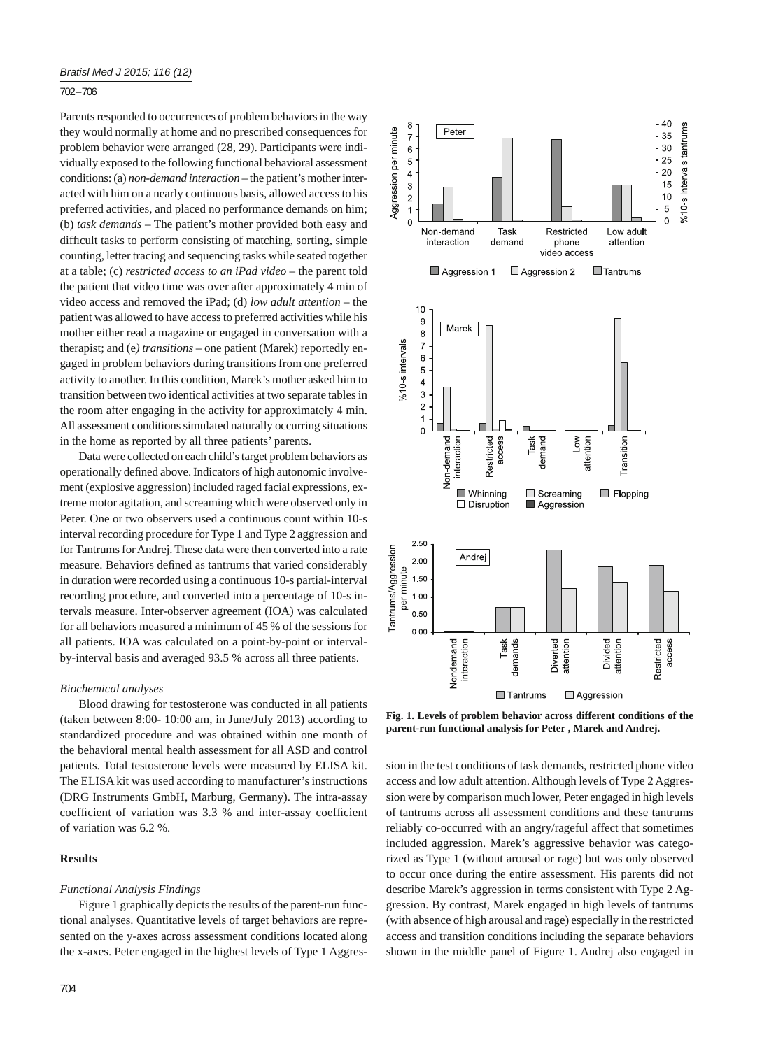Parents responded to occurrences of problem behaviors in the way they would normally at home and no prescribed consequences for problem behavior were arranged (28, 29). Participants were individually exposed to the following functional behavioral assessment conditions: (a) *non-demand interaction* – the patient's mother interacted with him on a nearly continuous basis, allowed access to his preferred activities, and placed no performance demands on him; (b) *task demands* – The patient's mother provided both easy and difficult tasks to perform consisting of matching, sorting, simple counting, letter tracing and sequencing tasks while seated together at a table; (c) *restricted access to an iPad video* – the parent told the patient that video time was over after approximately 4 min of video access and removed the iPad; (d) *low adult attention* – the patient was allowed to have access to preferred activities while his mother either read a magazine or engaged in conversation with a therapist; and (e*) transitions* – one patient (Marek) reportedly engaged in problem behaviors during transitions from one preferred activity to another. In this condition, Marek's mother asked him to transition between two identical activities at two separate tables in the room after engaging in the activity for approximately 4 min. All assessment conditions simulated naturally occurring situations in the home as reported by all three patients' parents.

Data were collected on each child's target problem behaviors as operationally defined above. Indicators of high autonomic involvement (explosive aggression) included raged facial expressions, extreme motor agitation, and screaming which were observed only in Peter. One or two observers used a continuous count within 10-s interval recording procedure for Type 1 and Type 2 aggression and for Tantrums for Andrej. These data were then converted into a rate measure. Behaviors defined as tantrums that varied considerably in duration were recorded using a continuous 10-s partial-interval recording procedure, and converted into a percentage of 10-s intervals measure. Inter-observer agreement (IOA) was calculated for all behaviors measured a minimum of 45 % of the sessions for all patients. IOA was calculated on a point-by-point or interval-by-interval basis and averaged 93.5 % across all three patients.

### *Biochemical analyses*

Blood drawing for testosterone was conducted in all patients (taken between 8:00- 10:00 am, in June/July 2013) according to standardized procedure and was obtained within one month of the behavioral mental health assessment for all ASD and control patients. Total testosterone levels were measured by ELISA kit. The ELISA kit was used according to manufacturer's instructions (DRG Instruments GmbH, Marburg, Germany). The intra-assay coefficient of variation was 3.3 % and inter-assay coefficient of variation was 6.2 %.

## Results

### *Functional Analysis Findings*

Figure 1 graphically depicts the results of the parent-run functional analyses. Quantitative levels of target behaviors are represented on the y-axes across assessment conditions located along the x-axes. Peter engaged in the highest levels of Type 1 Aggression in the test conditions of task demands, restricted phone video access and low adult attention. Although levels of Type 2 Aggression were by comparison much lower, Peter engaged in high levels of tantrums across all assessment conditions and these tantrums reliably co-occurred with an angry/rageful affect that sometimes included aggression. Marek's aggressive behavior was categorized as Type 1 (without arousal or rage) but was only observed to occur once during the entire assessment. His parents did not describe Marek's aggression in terms consistent with Type 2 Aggression. By contrast, Marek engaged in high levels of tantrums (with absence of high arousal and rage) especially in the restricted access and transition conditions including the separate behaviors shown in the middle panel of Figure 1. Andrej also engaged in

**Fig. 1. Levels of problem behavior across different conditions of the parent-run functional analysis for Peter , Marek and Andrej.**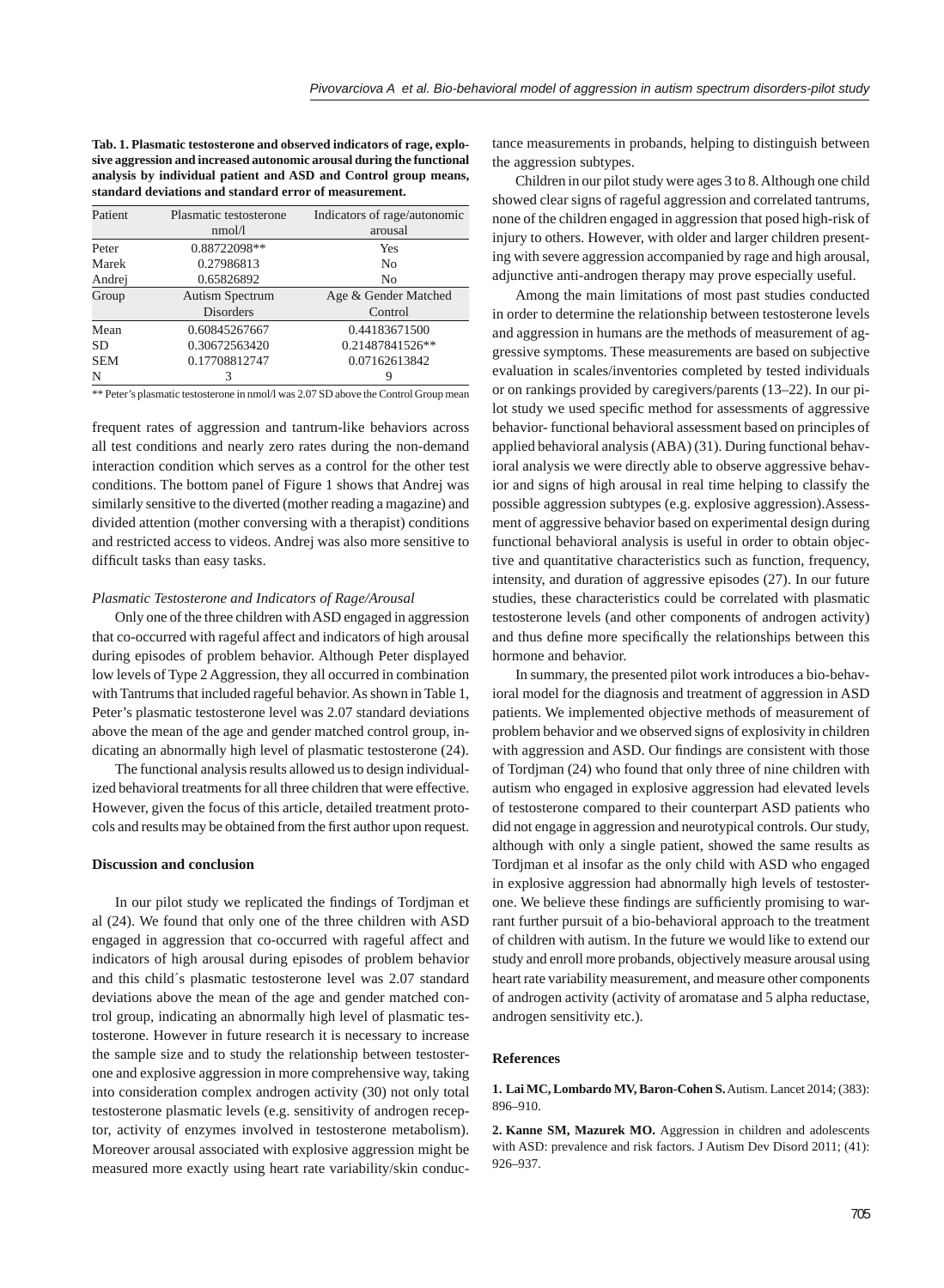**Tab. 1. Plasmatic testosterone and observed indicators of rage, explosive aggression and increased autonomic arousal during the functional analysis by individual patient and ASD and Control group means, standard deviations and standard error of measurement.**

| Patient | Plasmatic testosterone nmol/l | Indicators of rage/autonomic arousal |
|---|---|---|
| Peter | 0.88722098** | Yes |
| Marek | 0.27986813 | No |
| Andrej | 0.65826892 | No |
| **Group** | **Autism Spectrum Disorders** | **Age & Gender Matched Control** |
| Mean | 0.60845267667 | 0.44183671500 |
| SD | 0.30672563420 | 0.21487841526** |
| SEM | 0.17708812747 | 0.07162613842 |
| N | 3 | 9 |

** Peter's plasmatic testosterone in nmol/l was 2.07 SD above the Control Group mean

frequent rates of aggression and tantrum-like behaviors across all test conditions and nearly zero rates during the non-demand interaction condition which serves as a control for the other test conditions. The bottom panel of Figure 1 shows that Andrej was similarly sensitive to the diverted (mother reading a magazine) and divided attention (mother conversing with a therapist) conditions and restricted access to videos. Andrej was also more sensitive to difficult tasks than easy tasks.

*Plasmatic Testosterone and Indicators of Rage/Arousal*

Only one of the three children with ASD engaged in aggression that co-occurred with rageful affect and indicators of high arousal during episodes of problem behavior. Although Peter displayed low levels of Type 2 Aggression, they all occurred in combination with Tantrums that included rageful behavior. As shown in Table 1, Peter's plasmatic testosterone level was 2.07 standard deviations above the mean of the age and gender matched control group, indicating an abnormally high level of plasmatic testosterone (24).

The functional analysis results allowed us to design individualized behavioral treatments for all three children that were effective. However, given the focus of this article, detailed treatment protocols and results may be obtained from the first author upon request.

## Discussion and conclusion

In our pilot study we replicated the findings of Tordjman et al (24). We found that only one of the three children with ASD engaged in aggression that co-occurred with rageful affect and indicators of high arousal during episodes of problem behavior and this child´s plasmatic testosterone level was 2.07 standard deviations above the mean of the age and gender matched control group, indicating an abnormally high level of plasmatic testosterone. However in future research it is necessary to increase the sample size and to study the relationship between testosterone and explosive aggression in more comprehensive way, taking into consideration complex androgen activity (30) not only total testosterone plasmatic levels (e.g. sensitivity of androgen receptor, activity of enzymes involved in testosterone metabolism). Moreover arousal associated with explosive aggression might be measured more exactly using heart rate variability/skin conductance measurements in probands, helping to distinguish between the aggression subtypes.

Children in our pilot study were ages 3 to 8. Although one child showed clear signs of rageful aggression and correlated tantrums, none of the children engaged in aggression that posed high-risk of injury to others. However, with older and larger children presenting with severe aggression accompanied by rage and high arousal, adjunctive anti-androgen therapy may prove especially useful.

Among the main limitations of most past studies conducted in order to determine the relationship between testosterone levels and aggression in humans are the methods of measurement of aggressive symptoms. These measurements are based on subjective evaluation in scales/inventories completed by tested individuals or on rankings provided by caregivers/parents (13–22). In our pilot study we used specific method for assessments of aggressive behavior- functional behavioral assessment based on principles of applied behavioral analysis (ABA) (31). During functional behavioral analysis we were directly able to observe aggressive behavior and signs of high arousal in real time helping to classify the possible aggression subtypes (e.g. explosive aggression).Assessment of aggressive behavior based on experimental design during functional behavioral analysis is useful in order to obtain objective and quantitative characteristics such as function, frequency, intensity, and duration of aggressive episodes (27). In our future studies, these characteristics could be correlated with plasmatic testosterone levels (and other components of androgen activity) and thus define more specifically the relationships between this hormone and behavior.

In summary, the presented pilot work introduces a bio-behavioral model for the diagnosis and treatment of aggression in ASD patients. We implemented objective methods of measurement of problem behavior and we observed signs of explosivity in children with aggression and ASD. Our findings are consistent with those of Tordjman (24) who found that only three of nine children with autism who engaged in explosive aggression had elevated levels of testosterone compared to their counterpart ASD patients who did not engage in aggression and neurotypical controls. Our study, although with only a single patient, showed the same results as Tordjman et al insofar as the only child with ASD who engaged in explosive aggression had abnormally high levels of testosterone. We believe these findings are sufficiently promising to warrant further pursuit of a bio-behavioral approach to the treatment of children with autism. In the future we would like to extend our study and enroll more probands, objectively measure arousal using heart rate variability measurement, and measure other components of androgen activity (activity of aromatase and 5 alpha reductase, androgen sensitivity etc.).

## References

**1. Lai MC, Lombardo MV, Baron-Cohen S.** Autism. Lancet 2014; (383): 896–910.

**2. Kanne SM, Mazurek MO.** Aggression in children and adolescents with ASD: prevalence and risk factors. J Autism Dev Disord 2011; (41): 926–937.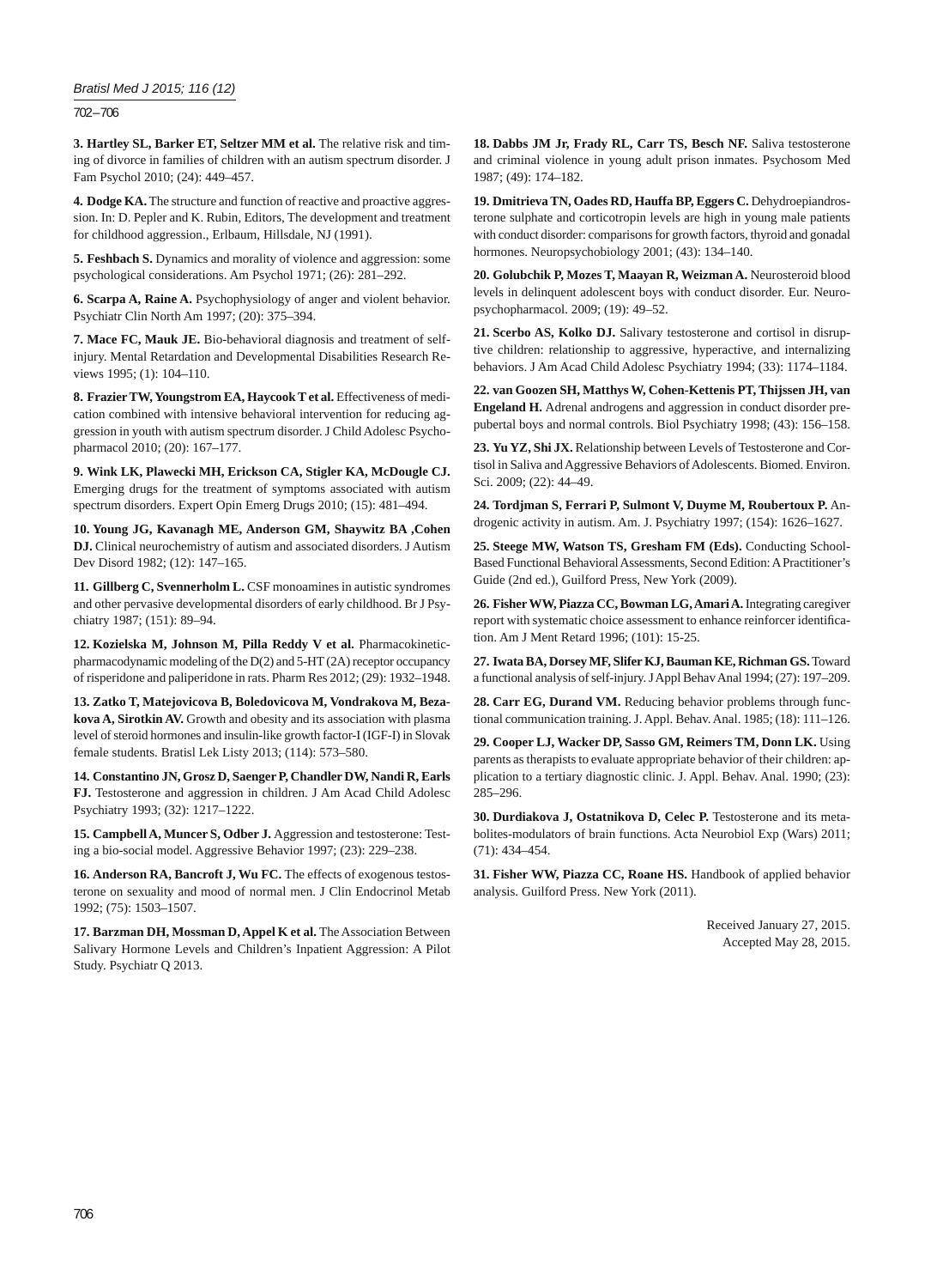**3. Hartley SL, Barker ET, Seltzer MM et al.** The relative risk and timing of divorce in families of children with an autism spectrum disorder. J Fam Psychol 2010; (24): 449–457.

**4. Dodge KA.** The structure and function of reactive and proactive aggression. In: D. Pepler and K. Rubin, Editors, The development and treatment for childhood aggression., Erlbaum, Hillsdale, NJ (1991).

**5. Feshbach S.** Dynamics and morality of violence and aggression: some psychological considerations. Am Psychol 1971; (26): 281–292.

**6. Scarpa A, Raine A.** Psychophysiology of anger and violent behavior. Psychiatr Clin North Am 1997; (20): 375–394.

**7. Mace FC, Mauk JE.** Bio-behavioral diagnosis and treatment of self-injury. Mental Retardation and Developmental Disabilities Research Reviews 1995; (1): 104–110.

**8. Frazier TW, Youngstrom EA, Haycook T et al.** Effectiveness of medication combined with intensive behavioral intervention for reducing aggression in youth with autism spectrum disorder. J Child Adolesc Psychopharmacol 2010; (20): 167–177.

**9. Wink LK, Plawecki MH, Erickson CA, Stigler KA, McDougle CJ.** Emerging drugs for the treatment of symptoms associated with autism spectrum disorders. Expert Opin Emerg Drugs 2010; (15): 481–494.

**10. Young JG, Kavanagh ME, Anderson GM, Shaywitz BA ,Cohen DJ.** Clinical neurochemistry of autism and associated disorders. J Autism Dev Disord 1982; (12): 147–165.

**11. Gillberg C, Svennerholm L.** CSF monoamines in autistic syndromes and other pervasive developmental disorders of early childhood. Br J Psychiatry 1987; (151): 89–94.

**12. Kozielska M, Johnson M, Pilla Reddy V et al.** Pharmacokinetic-pharmacodynamic modeling of the D(2) and 5-HT (2A) receptor occupancy of risperidone and paliperidone in rats. Pharm Res 2012; (29): 1932–1948.

**13. Zatko T, Matejovicova B, Boledovicova M, Vondrakova M, Bezakova A, Sirotkin AV.** Growth and obesity and its association with plasma level of steroid hormones and insulin-like growth factor-I (IGF-I) in Slovak female students. Bratisl Lek Listy 2013; (114): 573–580.

**14. Constantino JN, Grosz D, Saenger P, Chandler DW, Nandi R, Earls FJ.** Testosterone and aggression in children. J Am Acad Child Adolesc Psychiatry 1993; (32): 1217–1222.

**15. Campbell A, Muncer S, Odber J.** Aggression and testosterone: Testing a bio-social model. Aggressive Behavior 1997; (23): 229–238.

**16. Anderson RA, Bancroft J, Wu FC.** The effects of exogenous testosterone on sexuality and mood of normal men. J Clin Endocrinol Metab 1992; (75): 1503–1507.

**17. Barzman DH, Mossman D, Appel K et al.** The Association Between Salivary Hormone Levels and Children's Inpatient Aggression: A Pilot Study. Psychiatr Q 2013.

**18. Dabbs JM Jr, Frady RL, Carr TS, Besch NF.** Saliva testosterone and criminal violence in young adult prison inmates. Psychosom Med 1987; (49): 174–182.

**19. Dmitrieva TN, Oades RD, Hauffa BP, Eggers C.** Dehydroepiandrosterone sulphate and corticotropin levels are high in young male patients with conduct disorder: comparisons for growth factors, thyroid and gonadal hormones. Neuropsychobiology 2001; (43): 134–140.

**20. Golubchik P, Mozes T, Maayan R, Weizman A.** Neurosteroid blood levels in delinquent adolescent boys with conduct disorder. Eur. Neuropsychopharmacol. 2009; (19): 49–52.

**21. Scerbo AS, Kolko DJ.** Salivary testosterone and cortisol in disruptive children: relationship to aggressive, hyperactive, and internalizing behaviors. J Am Acad Child Adolesc Psychiatry 1994; (33): 1174–1184.

**22. van Goozen SH, Matthys W, Cohen-Kettenis PT, Thijssen JH, van Engeland H.** Adrenal androgens and aggression in conduct disorder prepubertal boys and normal controls. Biol Psychiatry 1998; (43): 156–158.

**23. Yu YZ, Shi JX.** Relationship between Levels of Testosterone and Cortisol in Saliva and Aggressive Behaviors of Adolescents. Biomed. Environ. Sci. 2009; (22): 44–49.

**24. Tordjman S, Ferrari P, Sulmont V, Duyme M, Roubertoux P.** Androgenic activity in autism. Am. J. Psychiatry 1997; (154): 1626–1627.

**25. Steege MW, Watson TS, Gresham FM (Eds).** Conducting School-Based Functional Behavioral Assessments, Second Edition: A Practitioner's Guide (2nd ed.), Guilford Press, New York (2009).

**26. Fisher WW, Piazza CC, Bowman LG, Amari A.** Integrating caregiver report with systematic choice assessment to enhance reinforcer identification. Am J Ment Retard 1996; (101): 15-25.

**27. Iwata BA, Dorsey MF, Slifer KJ, Bauman KE, Richman GS.** Toward a functional analysis of self-injury. J Appl Behav Anal 1994; (27): 197–209.

**28. Carr EG, Durand VM.** Reducing behavior problems through functional communication training. J. Appl. Behav. Anal. 1985; (18): 111–126.

**29. Cooper LJ, Wacker DP, Sasso GM, Reimers TM, Donn LK.** Using parents as therapists to evaluate appropriate behavior of their children: application to a tertiary diagnostic clinic. J. Appl. Behav. Anal. 1990; (23): 285–296.

**30. Durdiakova J, Ostatnikova D, Celec P.** Testosterone and its metabolites-modulators of brain functions. Acta Neurobiol Exp (Wars) 2011; (71): 434–454.

**31. Fisher WW, Piazza CC, Roane HS.** Handbook of applied behavior analysis. Guilford Press. New York (2011).

Received January 27, 2015.
Accepted May 28, 2015.